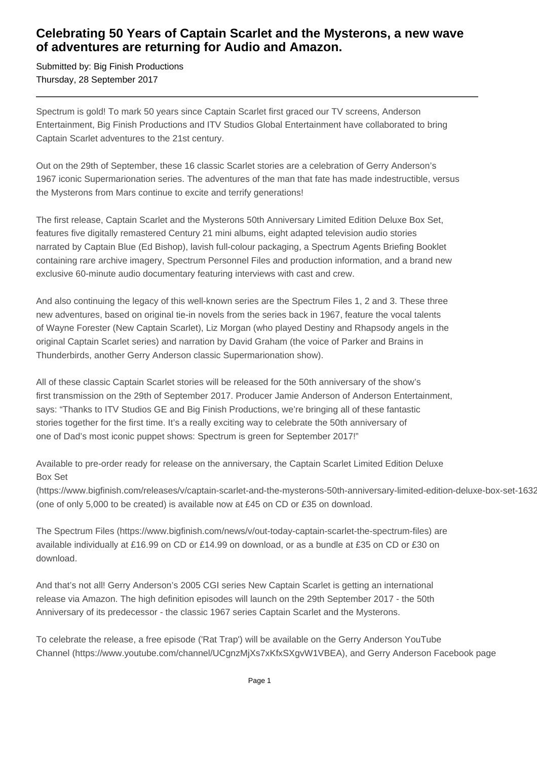# Celebrating 50 Years of Captain Scarlet and the Mysterons, a new wave of adventures are returning for Audio and Amazon.

Submitted by: Big Finish Productions
Thursday, 28 September 2017

---

Spectrum is gold! To mark 50 years since Captain Scarlet first graced our TV screens, Anderson Entertainment, Big Finish Productions and ITV Studios Global Entertainment have collaborated to bring Captain Scarlet adventures to the 21st century.

Out on the 29th of September, these 16 classic Scarlet stories are a celebration of Gerry Anderson's 1967 iconic Supermarionation series. The adventures of the man that fate has made indestructible, versus the Mysterons from Mars continue to excite and terrify generations!

The first release, Captain Scarlet and the Mysterons 50th Anniversary Limited Edition Deluxe Box Set, features five digitally remastered Century 21 mini albums, eight adapted television audio stories narrated by Captain Blue (Ed Bishop), lavish full-colour packaging, a Spectrum Agents Briefing Booklet containing rare archive imagery, Spectrum Personnel Files and production information, and a brand new exclusive 60-minute audio documentary featuring interviews with cast and crew.

And also continuing the legacy of this well-known series are the Spectrum Files 1, 2 and 3. These three new adventures, based on original tie-in novels from the series back in 1967, feature the vocal talents of Wayne Forester (New Captain Scarlet), Liz Morgan (who played Destiny and Rhapsody angels in the original Captain Scarlet series) and narration by David Graham (the voice of Parker and Brains in Thunderbirds, another Gerry Anderson classic Supermarionation show).

All of these classic Captain Scarlet stories will be released for the 50th anniversary of the show's first transmission on the 29th of September 2017. Producer Jamie Anderson of Anderson Entertainment, says: "Thanks to ITV Studios GE and Big Finish Productions, we're bringing all of these fantastic stories together for the first time. It's a really exciting way to celebrate the 50th anniversary of one of Dad's most iconic puppet shows: Spectrum is green for September 2017!"

Available to pre-order ready for release on the anniversary, the Captain Scarlet Limited Edition Deluxe Box Set (https://www.bigfinish.com/releases/v/captain-scarlet-and-the-mysterons-50th-anniversary-limited-edition-deluxe-box-set-1632 (one of only 5,000 to be created) is available now at £45 on CD or £35 on download.

The Spectrum Files (https://www.bigfinish.com/news/v/out-today-captain-scarlet-the-spectrum-files) are available individually at £16.99 on CD or £14.99 on download, or as a bundle at £35 on CD or £30 on download.

And that's not all! Gerry Anderson's 2005 CGI series New Captain Scarlet is getting an international release via Amazon. The high definition episodes will launch on the 29th September 2017 - the 50th Anniversary of its predecessor - the classic 1967 series Captain Scarlet and the Mysterons.

To celebrate the release, a free episode ('Rat Trap') will be available on the Gerry Anderson YouTube Channel (https://www.youtube.com/channel/UCgnzMjXs7xKfxSXgvW1VBEA), and Gerry Anderson Facebook page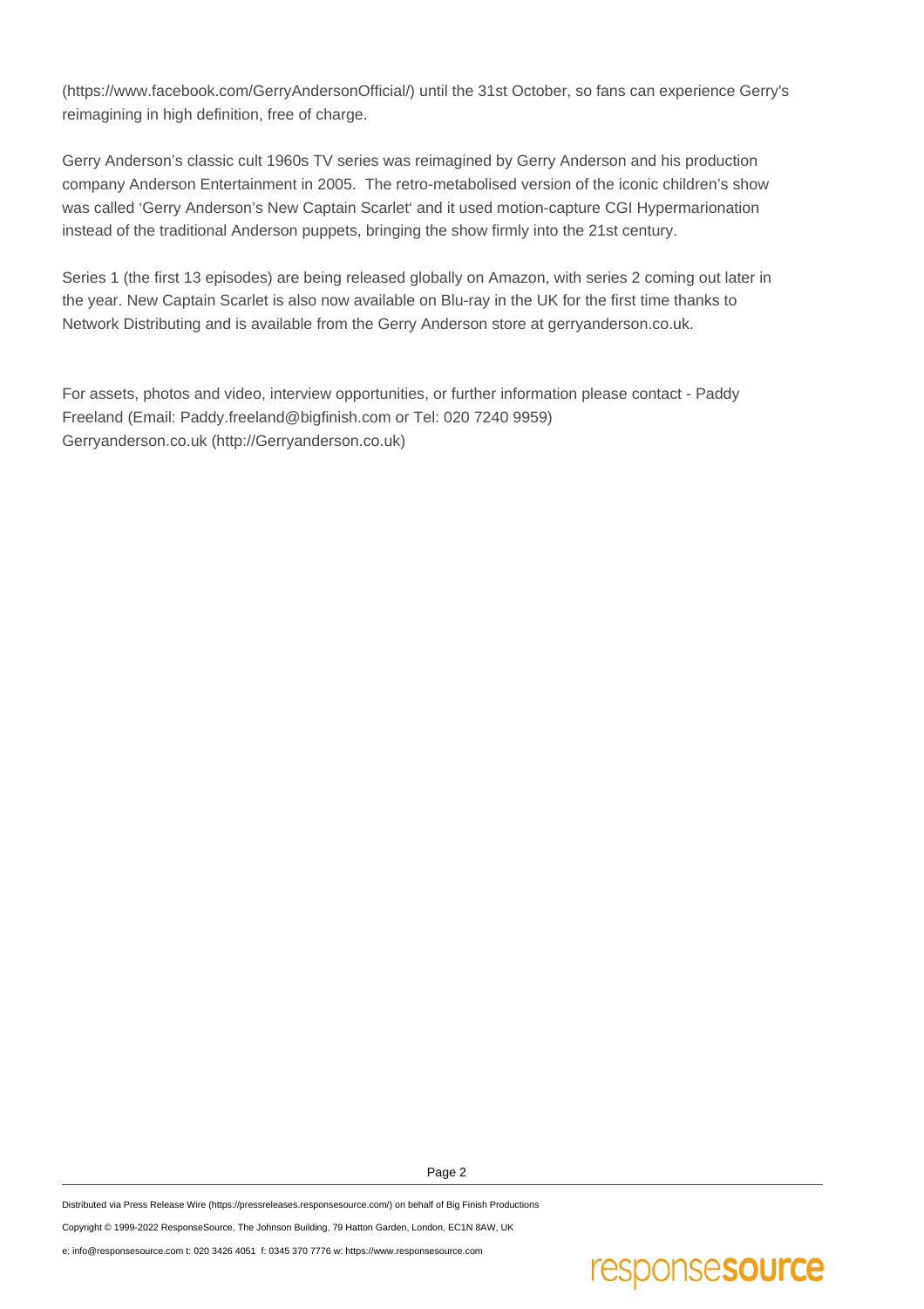(https://www.facebook.com/GerryAndersonOfficial/) until the 31st October, so fans can experience Gerry's reimagining in high definition, free of charge.

Gerry Anderson's classic cult 1960s TV series was reimagined by Gerry Anderson and his production company Anderson Entertainment in 2005. The retro-metabolised version of the iconic children's show was called 'Gerry Anderson's New Captain Scarlet' and it used motion-capture CGI Hypermarionation instead of the traditional Anderson puppets, bringing the show firmly into the 21st century.

Series 1 (the first 13 episodes) are being released globally on Amazon, with series 2 coming out later in the year. New Captain Scarlet is also now available on Blu-ray in the UK for the first time thanks to Network Distributing and is available from the Gerry Anderson store at gerryanderson.co.uk.

For assets, photos and video, interview opportunities, or further information please contact - Paddy Freeland (Email: Paddy.freeland@bigfinish.com or Tel: 020 7240 9959)
Gerryanderson.co.uk (http://Gerryanderson.co.uk)

Distributed via Press Release Wire (https://pressreleases.responsesource.com/) on behalf of Big Finish Productions

Copyright © 1999-2022 ResponseSource, The Johnson Building, 79 Hatton Garden, London, EC1N 8AW, UK

e: info@responsesource.com t: 020 3426 4051 f: 0345 370 7776 w: https://www.responsesource.com